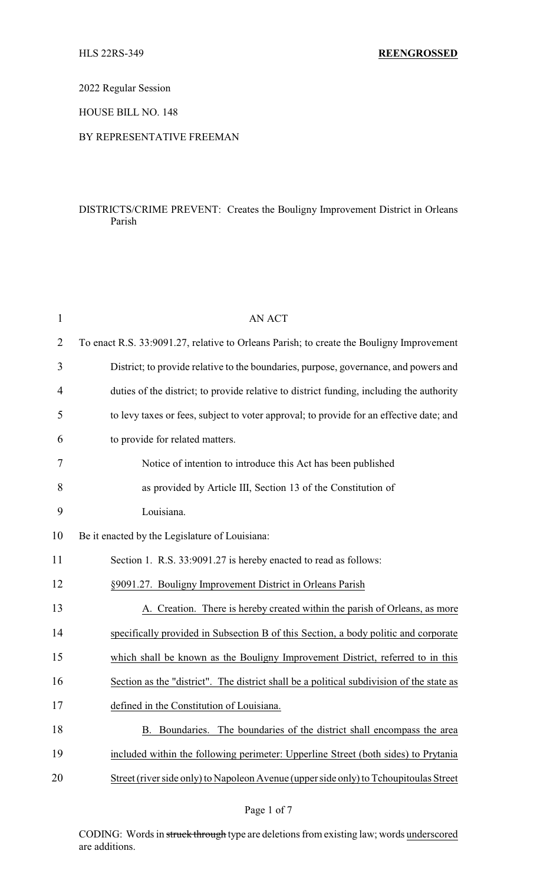HLS 22RS-349 **REENGROSSED**

2022 Regular Session

HOUSE BILL NO. 148

BY REPRESENTATIVE FREEMAN

DISTRICTS/CRIME PREVENT: Creates the Bouligny Improvement District in Orleans Parish

AN ACT

To enact R.S. 33:9091.27, relative to Orleans Parish; to create the Bouligny Improvement District; to provide relative to the boundaries, purpose, governance, and powers and duties of the district; to provide relative to district funding, including the authority to levy taxes or fees, subject to voter approval; to provide for an effective date; and to provide for related matters.

Notice of intention to introduce this Act has been published as provided by Article III, Section 13 of the Constitution of Louisiana.

Be it enacted by the Legislature of Louisiana:

Section 1. R.S. 33:9091.27 is hereby enacted to read as follows:

§9091.27. Bouligny Improvement District in Orleans Parish

A. Creation. There is hereby created within the parish of Orleans, as more specifically provided in Subsection B of this Section, a body politic and corporate which shall be known as the Bouligny Improvement District, referred to in this Section as the "district". The district shall be a political subdivision of the state as defined in the Constitution of Louisiana.

B. Boundaries. The boundaries of the district shall encompass the area included within the following perimeter: Upperline Street (both sides) to Prytania Street (river side only) to Napoleon Avenue (upper side only) to Tchoupitoulas Street

CODING: Words in ~~struck through~~ type are deletions from existing law; words underscored are additions.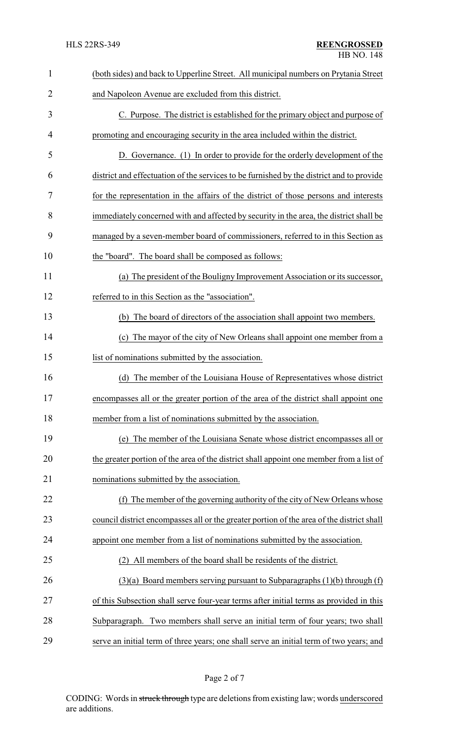(both sides) and back to Upperline Street. All municipal numbers on Prytania Street and Napoleon Avenue are excluded from this district.

C. Purpose. The district is established for the primary object and purpose of promoting and encouraging security in the area included within the district.

D. Governance. (1) In order to provide for the orderly development of the district and effectuation of the services to be furnished by the district and to provide for the representation in the affairs of the district of those persons and interests immediately concerned with and affected by security in the area, the district shall be managed by a seven-member board of commissioners, referred to in this Section as the "board". The board shall be composed as follows:

(a) The president of the Bouligny Improvement Association or its successor, referred to in this Section as the "association".

(b) The board of directors of the association shall appoint two members.

(c) The mayor of the city of New Orleans shall appoint one member from a list of nominations submitted by the association.

(d) The member of the Louisiana House of Representatives whose district encompasses all or the greater portion of the area of the district shall appoint one member from a list of nominations submitted by the association.

(e) The member of the Louisiana Senate whose district encompasses all or the greater portion of the area of the district shall appoint one member from a list of nominations submitted by the association.

(f) The member of the governing authority of the city of New Orleans whose council district encompasses all or the greater portion of the area of the district shall appoint one member from a list of nominations submitted by the association.

(2) All members of the board shall be residents of the district.

(3)(a) Board members serving pursuant to Subparagraphs (1)(b) through (f) of this Subsection shall serve four-year terms after initial terms as provided in this Subparagraph. Two members shall serve an initial term of four years; two shall serve an initial term of three years; one shall serve an initial term of two years; and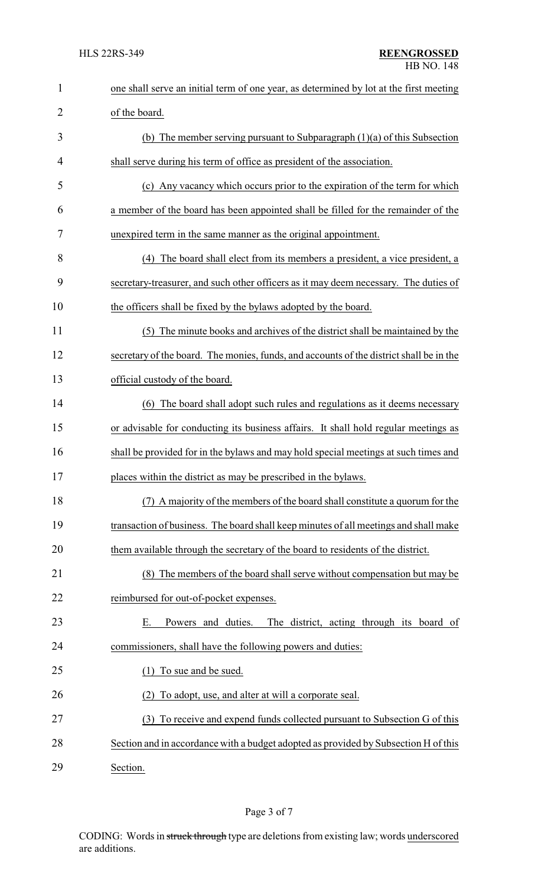one shall serve an initial term of one year, as determined by lot at the first meeting of the board.

(b) The member serving pursuant to Subparagraph (1)(a) of this Subsection shall serve during his term of office as president of the association.

(c) Any vacancy which occurs prior to the expiration of the term for which a member of the board has been appointed shall be filled for the remainder of the unexpired term in the same manner as the original appointment.

(4) The board shall elect from its members a president, a vice president, a secretary-treasurer, and such other officers as it may deem necessary. The duties of the officers shall be fixed by the bylaws adopted by the board.

(5) The minute books and archives of the district shall be maintained by the secretary of the board. The monies, funds, and accounts of the district shall be in the official custody of the board.

(6) The board shall adopt such rules and regulations as it deems necessary or advisable for conducting its business affairs. It shall hold regular meetings as shall be provided for in the bylaws and may hold special meetings at such times and places within the district as may be prescribed in the bylaws.

(7) A majority of the members of the board shall constitute a quorum for the transaction of business. The board shall keep minutes of all meetings and shall make them available through the secretary of the board to residents of the district.

(8) The members of the board shall serve without compensation but may be reimbursed for out-of-pocket expenses.

E. Powers and duties. The district, acting through its board of commissioners, shall have the following powers and duties:

(1) To sue and be sued.

(2) To adopt, use, and alter at will a corporate seal.

(3) To receive and expend funds collected pursuant to Subsection G of this Section and in accordance with a budget adopted as provided by Subsection H of this Section.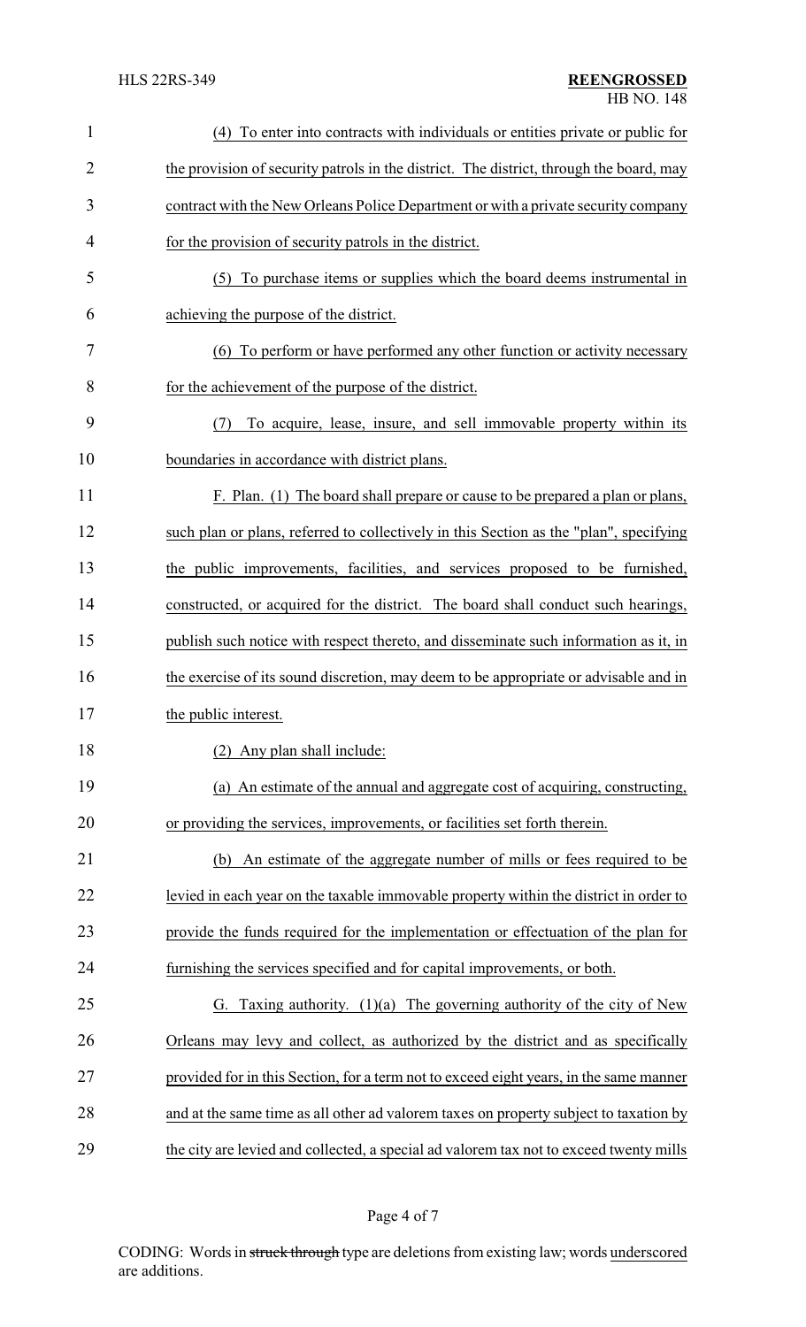(4) To enter into contracts with individuals or entities private or public for the provision of security patrols in the district. The district, through the board, may contract with the New Orleans Police Department or with a private security company for the provision of security patrols in the district.

(5) To purchase items or supplies which the board deems instrumental in achieving the purpose of the district.

(6) To perform or have performed any other function or activity necessary for the achievement of the purpose of the district.

(7) To acquire, lease, insure, and sell immovable property within its boundaries in accordance with district plans.

F. Plan. (1) The board shall prepare or cause to be prepared a plan or plans, such plan or plans, referred to collectively in this Section as the "plan", specifying the public improvements, facilities, and services proposed to be furnished, constructed, or acquired for the district. The board shall conduct such hearings, publish such notice with respect thereto, and disseminate such information as it, in the exercise of its sound discretion, may deem to be appropriate or advisable and in the public interest.

(2) Any plan shall include:

(a) An estimate of the annual and aggregate cost of acquiring, constructing, or providing the services, improvements, or facilities set forth therein.

(b) An estimate of the aggregate number of mills or fees required to be levied in each year on the taxable immovable property within the district in order to provide the funds required for the implementation or effectuation of the plan for furnishing the services specified and for capital improvements, or both.

G. Taxing authority. (1)(a) The governing authority of the city of New Orleans may levy and collect, as authorized by the district and as specifically provided for in this Section, for a term not to exceed eight years, in the same manner and at the same time as all other ad valorem taxes on property subject to taxation by the city are levied and collected, a special ad valorem tax not to exceed twenty mills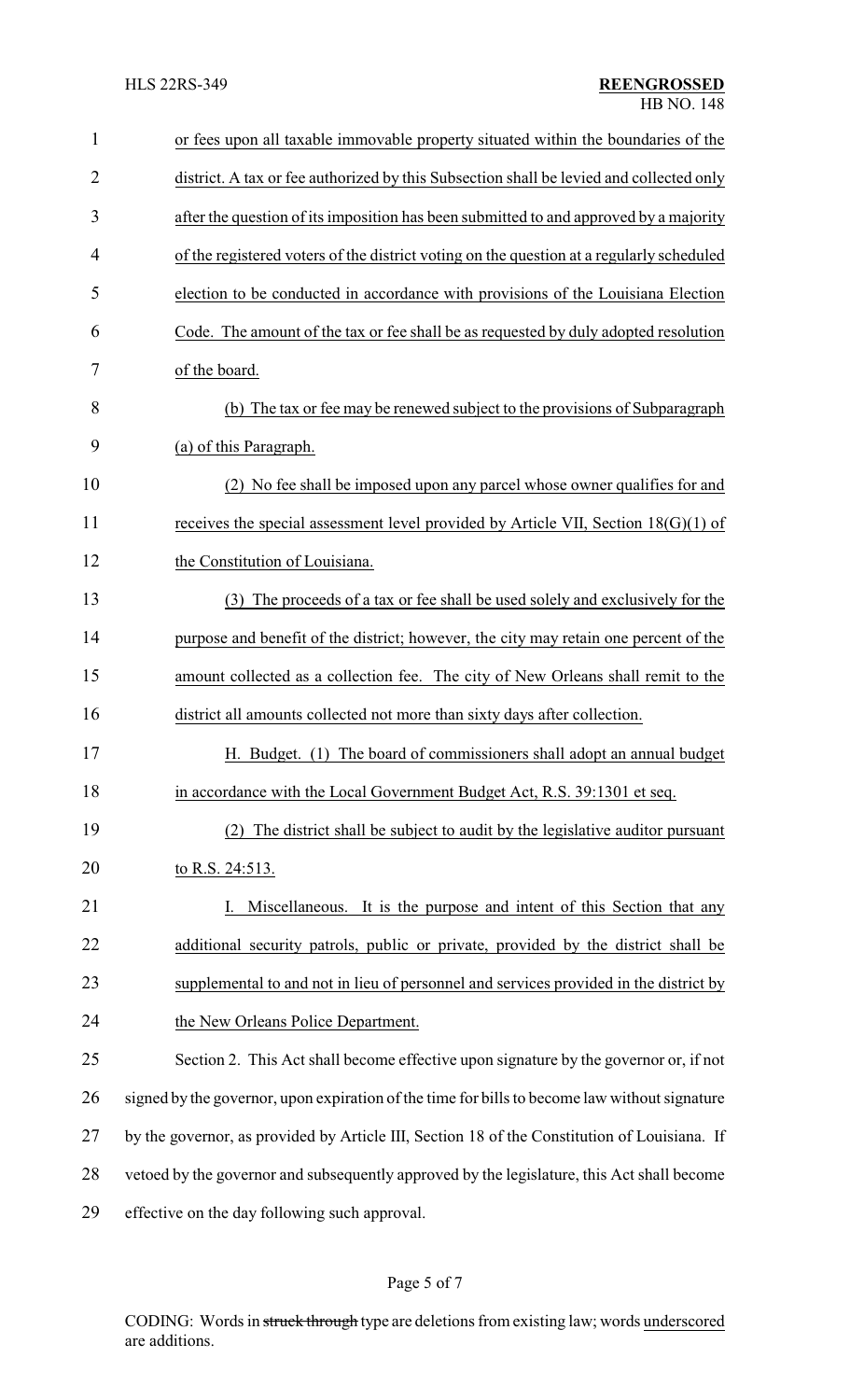or fees upon all taxable immovable property situated within the boundaries of the district. A tax or fee authorized by this Subsection shall be levied and collected only after the question of its imposition has been submitted to and approved by a majority of the registered voters of the district voting on the question at a regularly scheduled election to be conducted in accordance with provisions of the Louisiana Election Code. The amount of the tax or fee shall be as requested by duly adopted resolution of the board.

(b) The tax or fee may be renewed subject to the provisions of Subparagraph (a) of this Paragraph.

(2) No fee shall be imposed upon any parcel whose owner qualifies for and receives the special assessment level provided by Article VII, Section 18(G)(1) of the Constitution of Louisiana.

(3) The proceeds of a tax or fee shall be used solely and exclusively for the purpose and benefit of the district; however, the city may retain one percent of the amount collected as a collection fee. The city of New Orleans shall remit to the district all amounts collected not more than sixty days after collection.

H. Budget. (1) The board of commissioners shall adopt an annual budget in accordance with the Local Government Budget Act, R.S. 39:1301 et seq.

(2) The district shall be subject to audit by the legislative auditor pursuant to R.S. 24:513.

I. Miscellaneous. It is the purpose and intent of this Section that any additional security patrols, public or private, provided by the district shall be supplemental to and not in lieu of personnel and services provided in the district by the New Orleans Police Department.

Section 2. This Act shall become effective upon signature by the governor or, if not signed by the governor, upon expiration of the time for bills to become law without signature by the governor, as provided by Article III, Section 18 of the Constitution of Louisiana. If vetoed by the governor and subsequently approved by the legislature, this Act shall become effective on the day following such approval.

CODING: Words in ~~struck through~~ type are deletions from existing law; words underscored are additions.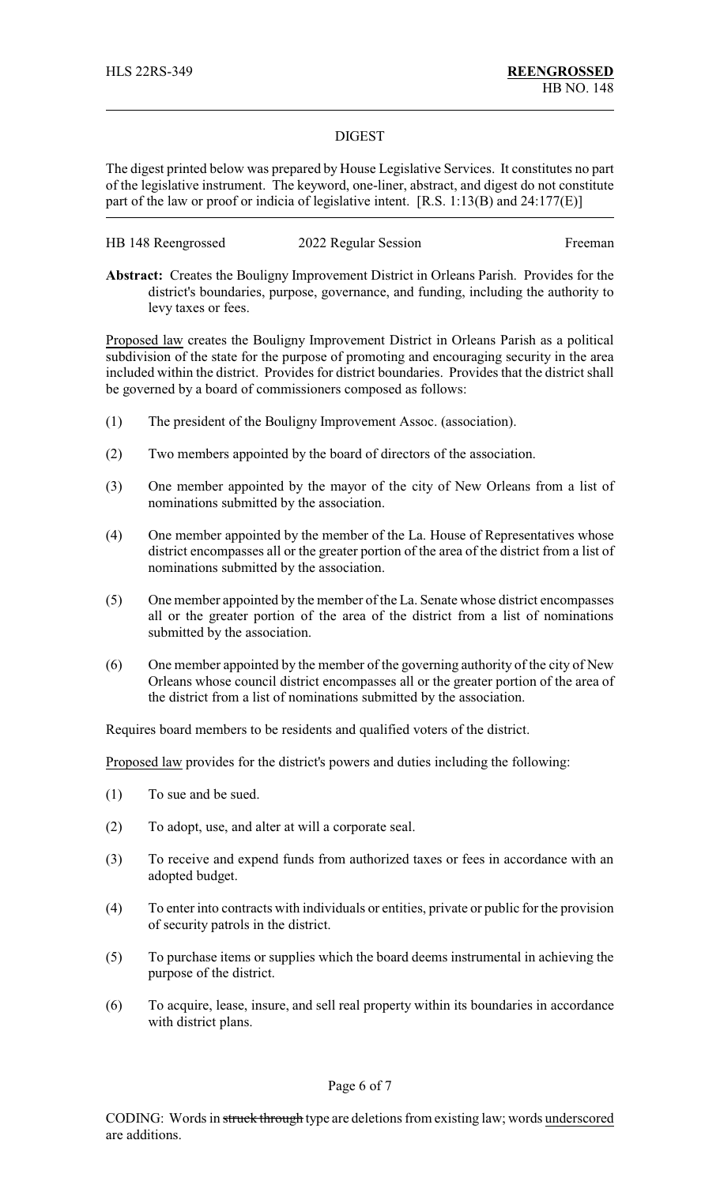HLS 22RS-349 **REENGROSSED**
HB NO. 148

DIGEST

The digest printed below was prepared by House Legislative Services. It constitutes no part of the legislative instrument. The keyword, one-liner, abstract, and digest do not constitute part of the law or proof or indicia of legislative intent. [R.S. 1:13(B) and 24:177(E)]

HB 148 Reengrossed 2022 Regular Session Freeman

**Abstract:** Creates the Bouligny Improvement District in Orleans Parish. Provides for the district's boundaries, purpose, governance, and funding, including the authority to levy taxes or fees.

Proposed law creates the Bouligny Improvement District in Orleans Parish as a political subdivision of the state for the purpose of promoting and encouraging security in the area included within the district. Provides for district boundaries. Provides that the district shall be governed by a board of commissioners composed as follows:

(1) The president of the Bouligny Improvement Assoc. (association).

(2) Two members appointed by the board of directors of the association.

(3) One member appointed by the mayor of the city of New Orleans from a list of nominations submitted by the association.

(4) One member appointed by the member of the La. House of Representatives whose district encompasses all or the greater portion of the area of the district from a list of nominations submitted by the association.

(5) One member appointed by the member of the La. Senate whose district encompasses all or the greater portion of the area of the district from a list of nominations submitted by the association.

(6) One member appointed by the member of the governing authority of the city of New Orleans whose council district encompasses all or the greater portion of the area of the district from a list of nominations submitted by the association.

Requires board members to be residents and qualified voters of the district.

Proposed law provides for the district's powers and duties including the following:

(1) To sue and be sued.

(2) To adopt, use, and alter at will a corporate seal.

(3) To receive and expend funds from authorized taxes or fees in accordance with an adopted budget.

(4) To enter into contracts with individuals or entities, private or public for the provision of security patrols in the district.

(5) To purchase items or supplies which the board deems instrumental in achieving the purpose of the district.

(6) To acquire, lease, insure, and sell real property within its boundaries in accordance with district plans.

CODING: Words in ~~struck through~~ type are deletions from existing law; words underscored are additions.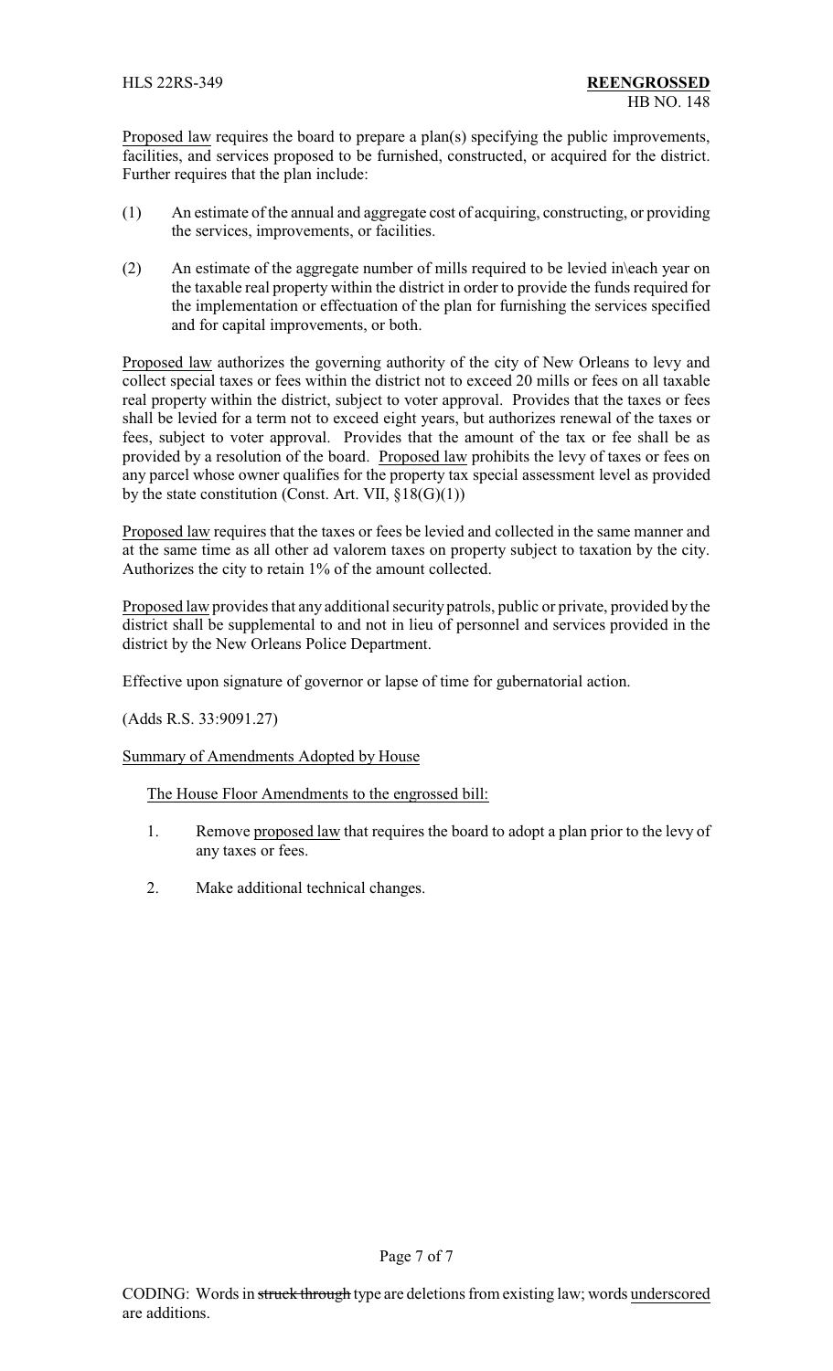Proposed law requires the board to prepare a plan(s) specifying the public improvements, facilities, and services proposed to be furnished, constructed, or acquired for the district. Further requires that the plan include:

(1) An estimate of the annual and aggregate cost of acquiring, constructing, or providing the services, improvements, or facilities.

(2) An estimate of the aggregate number of mills required to be levied in\each year on the taxable real property within the district in order to provide the funds required for the implementation or effectuation of the plan for furnishing the services specified and for capital improvements, or both.

Proposed law authorizes the governing authority of the city of New Orleans to levy and collect special taxes or fees within the district not to exceed 20 mills or fees on all taxable real property within the district, subject to voter approval. Provides that the taxes or fees shall be levied for a term not to exceed eight years, but authorizes renewal of the taxes or fees, subject to voter approval. Provides that the amount of the tax or fee shall be as provided by a resolution of the board. Proposed law prohibits the levy of taxes or fees on any parcel whose owner qualifies for the property tax special assessment level as provided by the state constitution (Const. Art. VII, §18(G)(1))

Proposed law requires that the taxes or fees be levied and collected in the same manner and at the same time as all other ad valorem taxes on property subject to taxation by the city. Authorizes the city to retain 1% of the amount collected.

Proposed law provides that any additional security patrols, public or private, provided by the district shall be supplemental to and not in lieu of personnel and services provided in the district by the New Orleans Police Department.

Effective upon signature of governor or lapse of time for gubernatorial action.

(Adds R.S. 33:9091.27)

Summary of Amendments Adopted by House

The House Floor Amendments to the engrossed bill:

1. Remove proposed law that requires the board to adopt a plan prior to the levy of any taxes or fees.

2. Make additional technical changes.